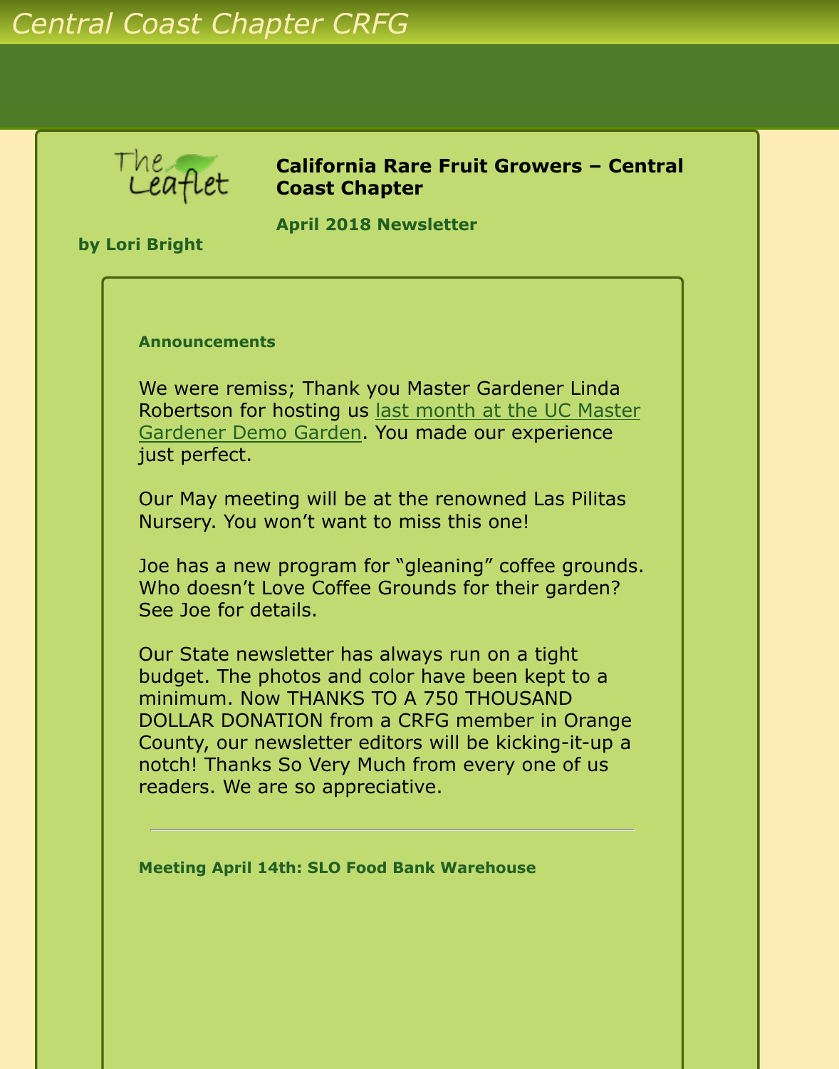Central Coast Chapter CRFG

The Leaflet

by Lori Bright

# California Rare Fruit Growers – Central Coast Chapter

## April 2018 Newsletter

### Announcements

We were remiss; Thank you Master Gardener Linda Robertson for hosting us last month at the UC Master Gardener Demo Garden. You made our experience just perfect.

Our May meeting will be at the renowned Las Pilitas Nursery. You won't want to miss this one!

Joe has a new program for "gleaning" coffee grounds. Who doesn't Love Coffee Grounds for their garden? See Joe for details.

Our State newsletter has always run on a tight budget. The photos and color have been kept to a minimum. Now THANKS TO A 750 THOUSAND DOLLAR DONATION from a CRFG member in Orange County, our newsletter editors will be kicking-it-up a notch! Thanks So Very Much from every one of us readers. We are so appreciative.

---

### Meeting April 14th: SLO Food Bank Warehouse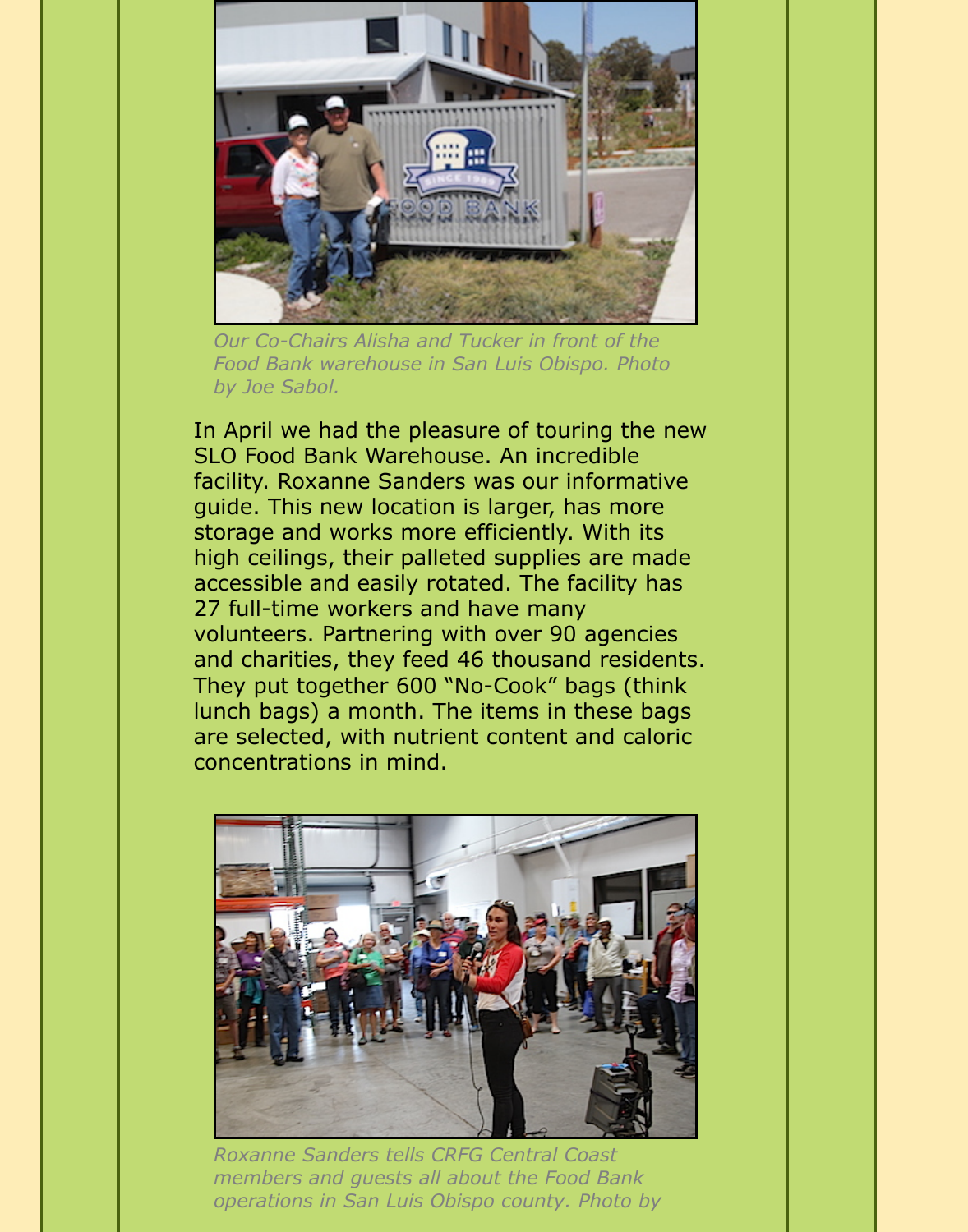*Our Co-Chairs Alisha and Tucker in front of the Food Bank warehouse in San Luis Obispo. Photo by Joe Sabol.*

In April we had the pleasure of touring the new SLO Food Bank Warehouse. An incredible facility. Roxanne Sanders was our informative guide. This new location is larger, has more storage and works more efficiently. With its high ceilings, their palleted supplies are made accessible and easily rotated. The facility has 27 full-time workers and have many volunteers. Partnering with over 90 agencies and charities, they feed 46 thousand residents. They put together 600 "No-Cook" bags (think lunch bags) a month. The items in these bags are selected, with nutrient content and caloric concentrations in mind.

*Roxanne Sanders tells CRFG Central Coast members and guests all about the Food Bank operations in San Luis Obispo county. Photo by*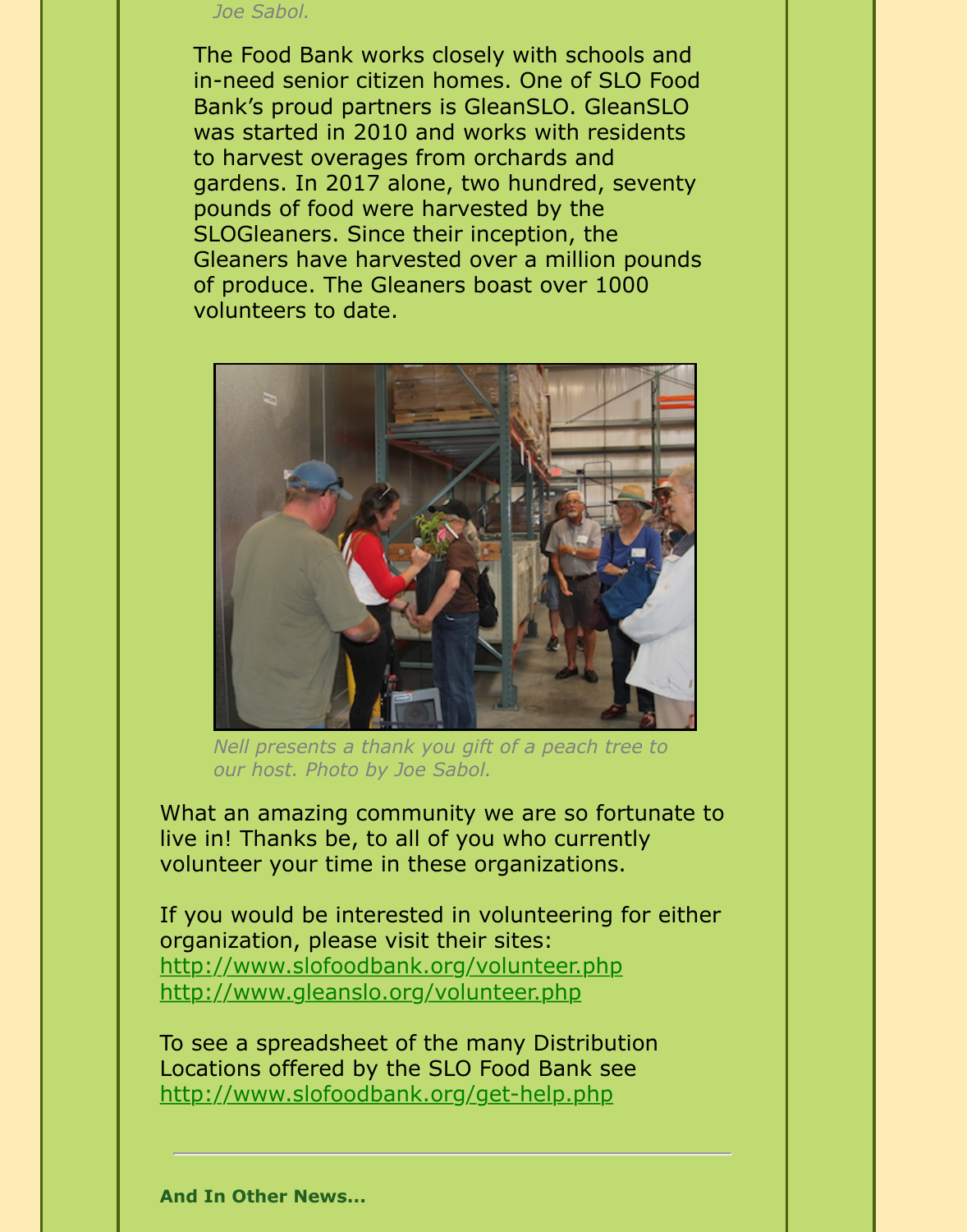*Joe Sabol.*

The Food Bank works closely with schools and in-need senior citizen homes. One of SLO Food Bank's proud partners is GleanSLO. GleanSLO was started in 2010 and works with residents to harvest overages from orchards and gardens. In 2017 alone, two hundred, seventy pounds of food were harvested by the SLOGleaners. Since their inception, the Gleaners have harvested over a million pounds of produce. The Gleaners boast over 1000 volunteers to date.

*Nell presents a thank you gift of a peach tree to our host. Photo by Joe Sabol.*

What an amazing community we are so fortunate to live in! Thanks be, to all of you who currently volunteer your time in these organizations.

If you would be interested in volunteering for either organization, please visit their sites:
http://www.slofoodbank.org/volunteer.php
http://www.gleanslo.org/volunteer.php

To see a spreadsheet of the many Distribution Locations offered by the SLO Food Bank see
http://www.slofoodbank.org/get-help.php

---

**And In Other News...**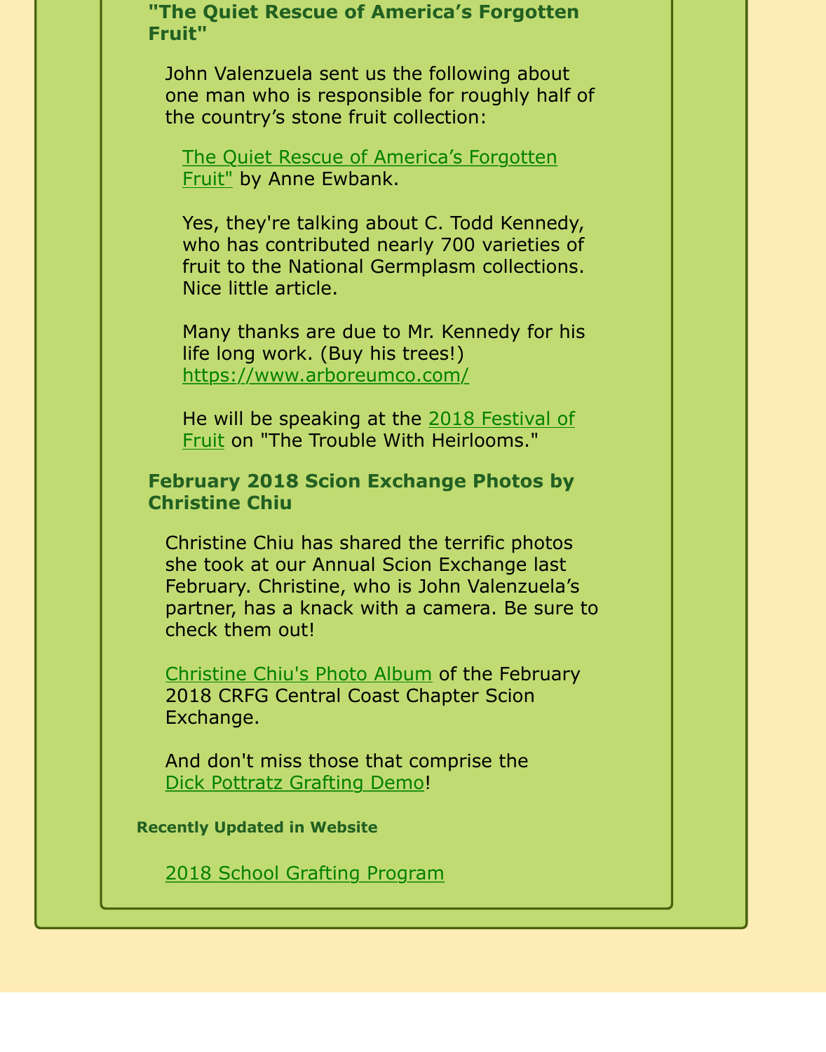### "The Quiet Rescue of America's Forgotten Fruit"

John Valenzuela sent us the following about one man who is responsible for roughly half of the country's stone fruit collection:

> The Quiet Rescue of America's Forgotten Fruit" by Anne Ewbank.
>
> Yes, they're talking about C. Todd Kennedy, who has contributed nearly 700 varieties of fruit to the National Germplasm collections. Nice little article.
>
> Many thanks are due to Mr. Kennedy for his life long work. (Buy his trees!) https://www.arboreumco.com/
>
> He will be speaking at the 2018 Festival of Fruit on "The Trouble With Heirlooms."

### February 2018 Scion Exchange Photos by Christine Chiu

Christine Chiu has shared the terrific photos she took at our Annual Scion Exchange last February. Christine, who is John Valenzuela's partner, has a knack with a camera. Be sure to check them out!

Christine Chiu's Photo Album of the February 2018 CRFG Central Coast Chapter Scion Exchange.

And don't miss those that comprise the Dick Pottratz Grafting Demo!

#### Recently Updated in Website

2018 School Grafting Program